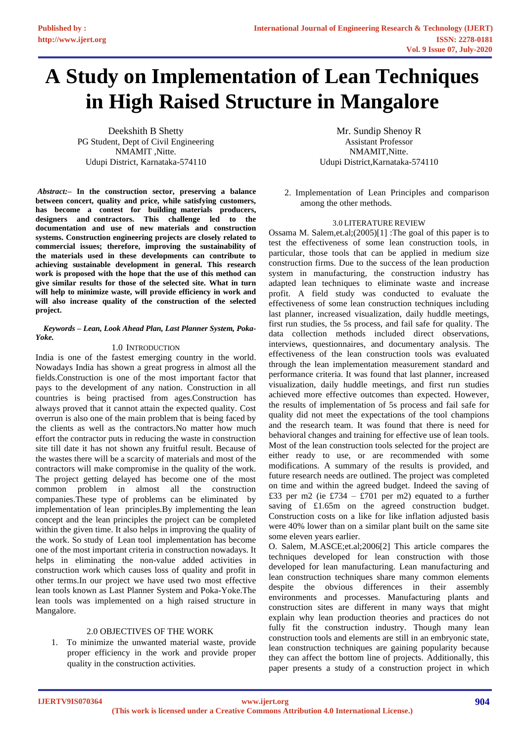# A Study on Implementation of Lean Techniques in High Raised Structure in Mangalore

Deekshith B Shetty
PG Student, Dept of Civil Engineering
NMAMIT ,Nitte.
Udupi District, Karnataka-574110

Mr. Sundip Shenoy R
Assistant Professor
NMAMIT,Nitte.
Udupi District,Karnataka-574110

***Abstract:–*** **In the construction sector, preserving a balance between concert, quality and price, while satisfying customers, has become a contest for building materials producers, designers and contractors. This challenge led to the documentation and use of new materials and construction systems. Construction engineering projects are closely related to commercial issues; therefore, improving the sustainability of the materials used in these developments can contribute to achieving sustainable development in general. This research work is proposed with the hope that the use of this method can give similar results for those of the selected site. What in turn will help to minimize waste, will provide efficiency in work and will also increase quality of the construction of the selected project.**

***Keywords – Lean, Look Ahead Plan, Last Planner System, Poka-Yoke.***

## 1.0 INTRODUCTION

India is one of the fastest emerging country in the world. Nowadays India has shown a great progress in almost all the fields.Construction is one of the most important factor that pays to the development of any nation. Construction in all countries is being practised from ages.Construction has always proved that it cannot attain the expected quality. Cost overrun is also one of the main problem that is being faced by the clients as well as the contractors.No matter how much effort the contractor puts in reducing the waste in construction site till date it has not shown any fruitful result. Because of the wastes there will be a scarcity of materials and most of the contractors will make compromise in the quality of the work. The project getting delayed has become one of the most common problem in almost all the construction companies.These type of problems can be eliminated by implementation of lean principles.By implementing the lean concept and the lean principles the project can be completed within the given time. It also helps in improving the quality of the work. So study of Lean tool implementation has become one of the most important criteria in construction nowadays. It helps in eliminating the non-value added activities in construction work which causes loss of quality and profit in other terms.In our project we have used two most effective lean tools known as Last Planner System and Poka-Yoke.The lean tools was implemented on a high raised structure in Mangalore.

## 2.0 OBJECTIVES OF THE WORK

1. To minimize the unwanted material waste, provide proper efficiency in the work and provide proper quality in the construction activities.
2. Implementation of Lean Principles and comparison among the other methods.

## 3.0 LITERATURE REVIEW

Ossama M. Salem,et.al;(2005)[1] :The goal of this paper is to test the effectiveness of some lean construction tools, in particular, those tools that can be applied in medium size construction firms. Due to the success of the lean production system in manufacturing, the construction industry has adapted lean techniques to eliminate waste and increase profit. A field study was conducted to evaluate the effectiveness of some lean construction techniques including last planner, increased visualization, daily huddle meetings, first run studies, the 5s process, and fail safe for quality. The data collection methods included direct observations, interviews, questionnaires, and documentary analysis. The effectiveness of the lean construction tools was evaluated through the lean implementation measurement standard and performance criteria. It was found that last planner, increased visualization, daily huddle meetings, and first run studies achieved more effective outcomes than expected. However, the results of implementation of 5s process and fail safe for quality did not meet the expectations of the tool champions and the research team. It was found that there is need for behavioral changes and training for effective use of lean tools. Most of the lean construction tools selected for the project are either ready to use, or are recommended with some modifications. A summary of the results is provided, and future research needs are outlined. The project was completed on time and within the agreed budget. Indeed the saving of £33 per m2 (ie £734 – £701 per m2) equated to a further saving of £1.65m on the agreed construction budget. Construction costs on a like for like inflation adjusted basis were 40% lower than on a similar plant built on the same site some eleven years earlier.

O. Salem, M.ASCE;et.al;2006[2] This article compares the techniques developed for lean construction with those developed for lean manufacturing. Lean manufacturing and lean construction techniques share many common elements despite the obvious differences in their assembly environments and processes. Manufacturing plants and construction sites are different in many ways that might explain why lean production theories and practices do not fully fit the construction industry. Though many lean construction tools and elements are still in an embryonic state, lean construction techniques are gaining popularity because they can affect the bottom line of projects. Additionally, this paper presents a study of a construction project in which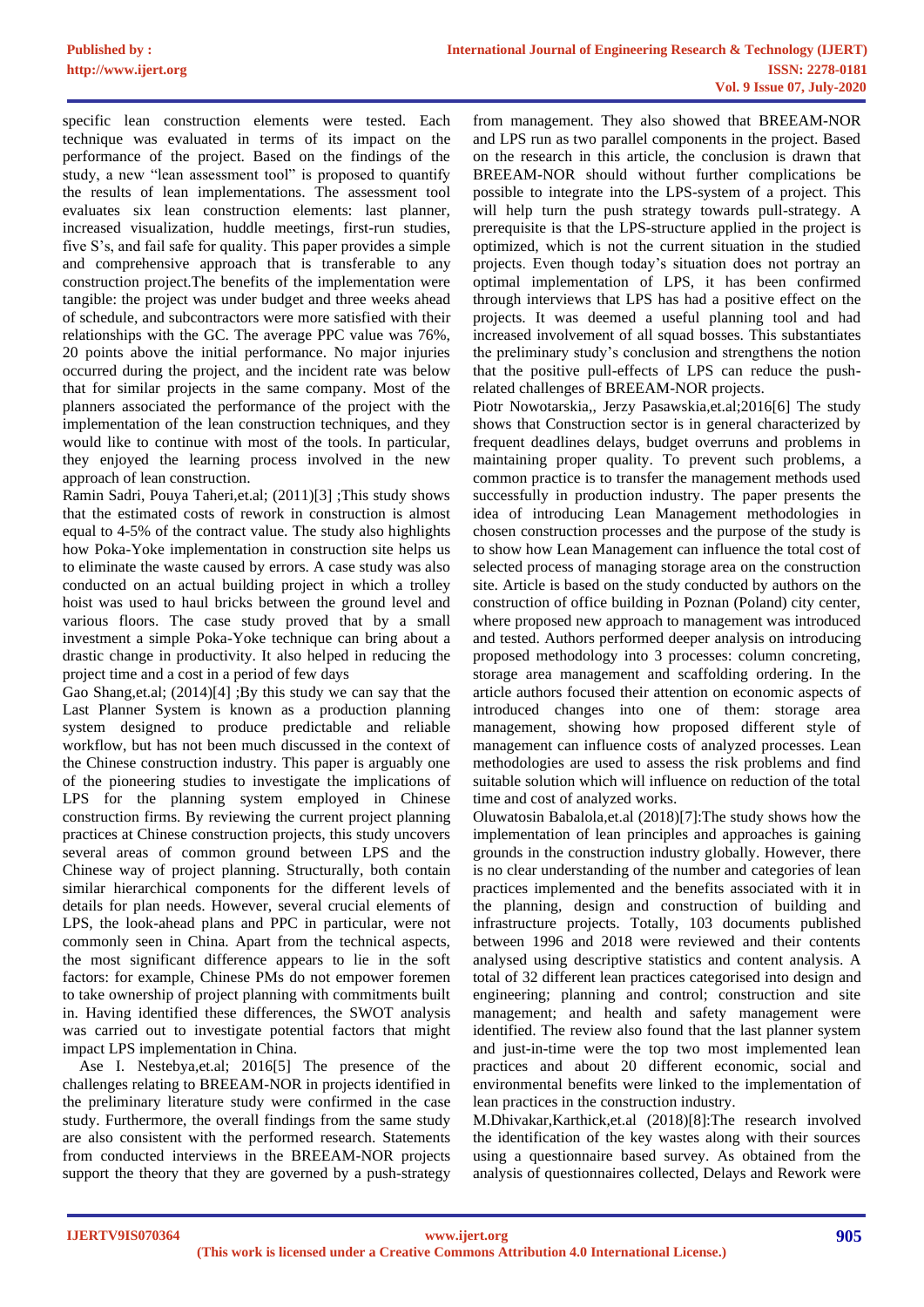specific lean construction elements were tested. Each technique was evaluated in terms of its impact on the performance of the project. Based on the findings of the study, a new "lean assessment tool" is proposed to quantify the results of lean implementations. The assessment tool evaluates six lean construction elements: last planner, increased visualization, huddle meetings, first-run studies, five S's, and fail safe for quality. This paper provides a simple and comprehensive approach that is transferable to any construction project.The benefits of the implementation were tangible: the project was under budget and three weeks ahead of schedule, and subcontractors were more satisfied with their relationships with the GC. The average PPC value was 76%, 20 points above the initial performance. No major injuries occurred during the project, and the incident rate was below that for similar projects in the same company. Most of the planners associated the performance of the project with the implementation of the lean construction techniques, and they would like to continue with most of the tools. In particular, they enjoyed the learning process involved in the new approach of lean construction.

Ramin Sadri, Pouya Taheri,et.al; (2011)[3] ;This study shows that the estimated costs of rework in construction is almost equal to 4-5% of the contract value. The study also highlights how Poka-Yoke implementation in construction site helps us to eliminate the waste caused by errors. A case study was also conducted on an actual building project in which a trolley hoist was used to haul bricks between the ground level and various floors. The case study proved that by a small investment a simple Poka-Yoke technique can bring about a drastic change in productivity. It also helped in reducing the project time and a cost in a period of few days

Gao Shang,et.al; (2014)[4] ;By this study we can say that the Last Planner System is known as a production planning system designed to produce predictable and reliable workflow, but has not been much discussed in the context of the Chinese construction industry. This paper is arguably one of the pioneering studies to investigate the implications of LPS for the planning system employed in Chinese construction firms. By reviewing the current project planning practices at Chinese construction projects, this study uncovers several areas of common ground between LPS and the Chinese way of project planning. Structurally, both contain similar hierarchical components for the different levels of details for plan needs. However, several crucial elements of LPS, the look-ahead plans and PPC in particular, were not commonly seen in China. Apart from the technical aspects, the most significant difference appears to lie in the soft factors: for example, Chinese PMs do not empower foremen to take ownership of project planning with commitments built in. Having identified these differences, the SWOT analysis was carried out to investigate potential factors that might impact LPS implementation in China.

Ase I. Nestebya,et.al; 2016[5] The presence of the challenges relating to BREEAM-NOR in projects identified in the preliminary literature study were confirmed in the case study. Furthermore, the overall findings from the same study are also consistent with the performed research. Statements from conducted interviews in the BREEAM-NOR projects support the theory that they are governed by a push-strategy from management. They also showed that BREEAM-NOR and LPS run as two parallel components in the project. Based on the research in this article, the conclusion is drawn that BREEAM-NOR should without further complications be possible to integrate into the LPS-system of a project. This will help turn the push strategy towards pull-strategy. A prerequisite is that the LPS-structure applied in the project is optimized, which is not the current situation in the studied projects. Even though today's situation does not portray an optimal implementation of LPS, it has been confirmed through interviews that LPS has had a positive effect on the projects. It was deemed a useful planning tool and had increased involvement of all squad bosses. This substantiates the preliminary study's conclusion and strengthens the notion that the positive pull-effects of LPS can reduce the push-related challenges of BREEAM-NOR projects.

Piotr Nowotarskia,, Jerzy Pasawskia,et.al;2016[6] The study shows that Construction sector is in general characterized by frequent deadlines delays, budget overruns and problems in maintaining proper quality. To prevent such problems, a common practice is to transfer the management methods used successfully in production industry. The paper presents the idea of introducing Lean Management methodologies in chosen construction processes and the purpose of the study is to show how Lean Management can influence the total cost of selected process of managing storage area on the construction site. Article is based on the study conducted by authors on the construction of office building in Poznan (Poland) city center, where proposed new approach to management was introduced and tested. Authors performed deeper analysis on introducing proposed methodology into 3 processes: column concreting, storage area management and scaffolding ordering. In the article authors focused their attention on economic aspects of introduced changes into one of them: storage area management, showing how proposed different style of management can influence costs of analyzed processes. Lean methodologies are used to assess the risk problems and find suitable solution which will influence on reduction of the total time and cost of analyzed works.

Oluwatosin Babalola,et.al (2018)[7]:The study shows how the implementation of lean principles and approaches is gaining grounds in the construction industry globally. However, there is no clear understanding of the number and categories of lean practices implemented and the benefits associated with it in the planning, design and construction of building and infrastructure projects. Totally, 103 documents published between 1996 and 2018 were reviewed and their contents analysed using descriptive statistics and content analysis. A total of 32 different lean practices categorised into design and engineering; planning and control; construction and site management; and health and safety management were identified. The review also found that the last planner system and just-in-time were the top two most implemented lean practices and about 20 different economic, social and environmental benefits were linked to the implementation of lean practices in the construction industry.

M.Dhivakar,Karthick,et.al (2018)[8]:The research involved the identification of the key wastes along with their sources using a questionnaire based survey. As obtained from the analysis of questionnaires collected, Delays and Rework were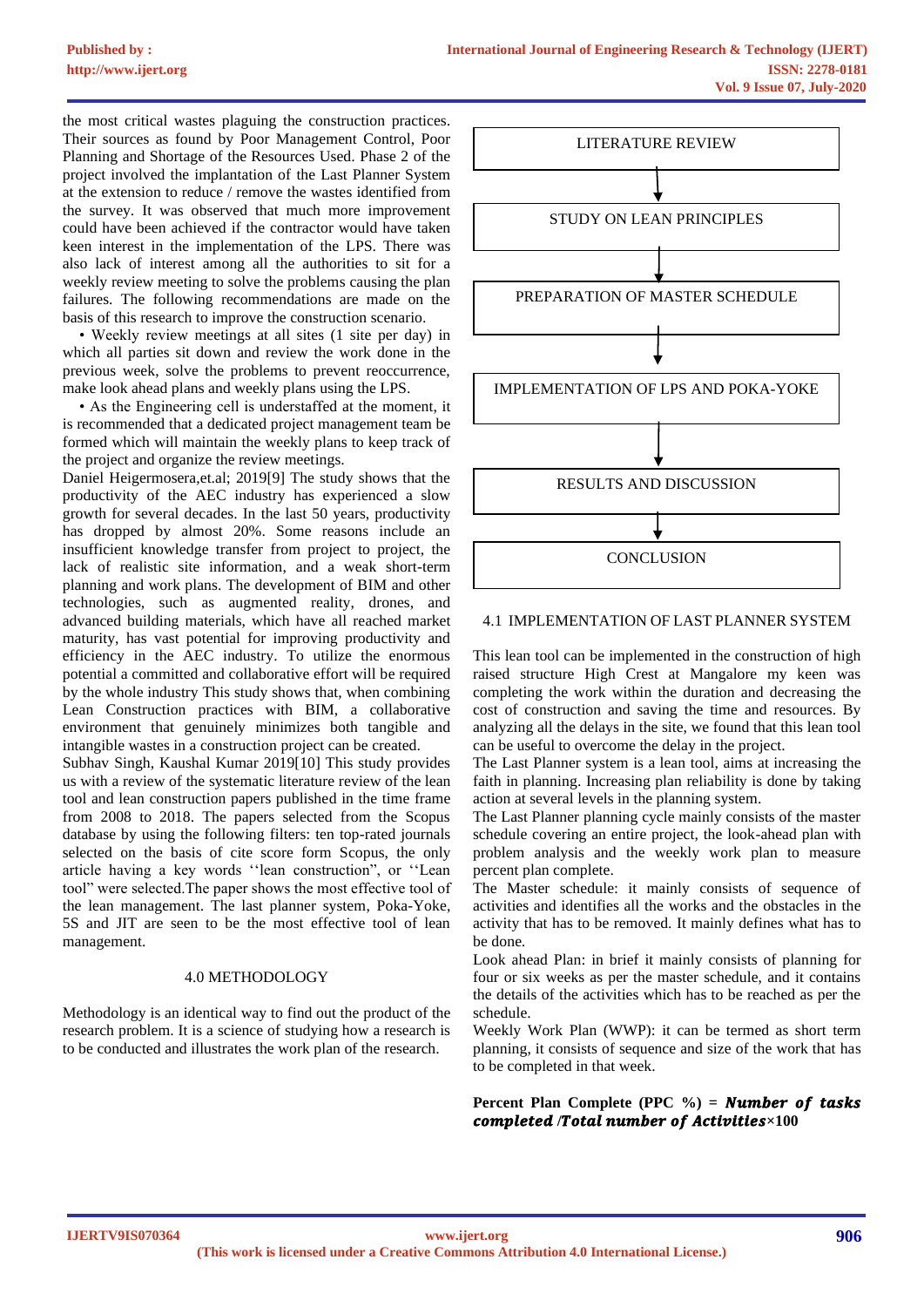the most critical wastes plaguing the construction practices. Their sources as found by Poor Management Control, Poor Planning and Shortage of the Resources Used. Phase 2 of the project involved the implantation of the Last Planner System at the extension to reduce / remove the wastes identified from the survey. It was observed that much more improvement could have been achieved if the contractor would have taken keen interest in the implementation of the LPS. There was also lack of interest among all the authorities to sit for a weekly review meeting to solve the problems causing the plan failures. The following recommendations are made on the basis of this research to improve the construction scenario.

- Weekly review meetings at all sites (1 site per day) in which all parties sit down and review the work done in the previous week, solve the problems to prevent reoccurrence, make look ahead plans and weekly plans using the LPS.
- As the Engineering cell is understaffed at the moment, it is recommended that a dedicated project management team be formed which will maintain the weekly plans to keep track of the project and organize the review meetings.

Daniel Heigermosera,et.al; 2019[9] The study shows that the productivity of the AEC industry has experienced a slow growth for several decades. In the last 50 years, productivity has dropped by almost 20%. Some reasons include an insufficient knowledge transfer from project to project, the lack of realistic site information, and a weak short-term planning and work plans. The development of BIM and other technologies, such as augmented reality, drones, and advanced building materials, which have all reached market maturity, has vast potential for improving productivity and efficiency in the AEC industry. To utilize the enormous potential a committed and collaborative effort will be required by the whole industry This study shows that, when combining Lean Construction practices with BIM, a collaborative environment that genuinely minimizes both tangible and intangible wastes in a construction project can be created.

Subhav Singh, Kaushal Kumar 2019[10] This study provides us with a review of the systematic literature review of the lean tool and lean construction papers published in the time frame from 2008 to 2018. The papers selected from the Scopus database by using the following filters: ten top-rated journals selected on the basis of cite score form Scopus, the only article having a key words ''lean construction", or ''Lean tool" were selected.The paper shows the most effective tool of the lean management. The last planner system, Poka-Yoke, 5S and JIT are seen to be the most effective tool of lean management.

## 4.0 METHODOLOGY

Methodology is an identical way to find out the product of the research problem. It is a science of studying how a research is to be conducted and illustrates the work plan of the research.

LITERATURE REVIEW

↓

STUDY ON LEAN PRINCIPLES

↓

PREPARATION OF MASTER SCHEDULE

↓

IMPLEMENTATION OF LPS AND POKA-YOKE

↓

RESULTS AND DISCUSSION

↓

CONCLUSION

### 4.1 IMPLEMENTATION OF LAST PLANNER SYSTEM

This lean tool can be implemented in the construction of high raised structure High Crest at Mangalore my keen was completing the work within the duration and decreasing the cost of construction and saving the time and resources. By analyzing all the delays in the site, we found that this lean tool can be useful to overcome the delay in the project.

The Last Planner system is a lean tool, aims at increasing the faith in planning. Increasing plan reliability is done by taking action at several levels in the planning system.

The Last Planner planning cycle mainly consists of the master schedule covering an entire project, the look-ahead plan with problem analysis and the weekly work plan to measure percent plan complete.

The Master schedule: it mainly consists of sequence of activities and identifies all the works and the obstacles in the activity that has to be removed. It mainly defines what has to be done.

Look ahead Plan: in brief it mainly consists of planning for four or six weeks as per the master schedule, and it contains the details of the activities which has to be reached as per the schedule.

Weekly Work Plan (WWP): it can be termed as short term planning, it consists of sequence and size of the work that has to be completed in that week.

**Percent Plan Complete (PPC %) = *Number of tasks completed /Total number of Activities*×100**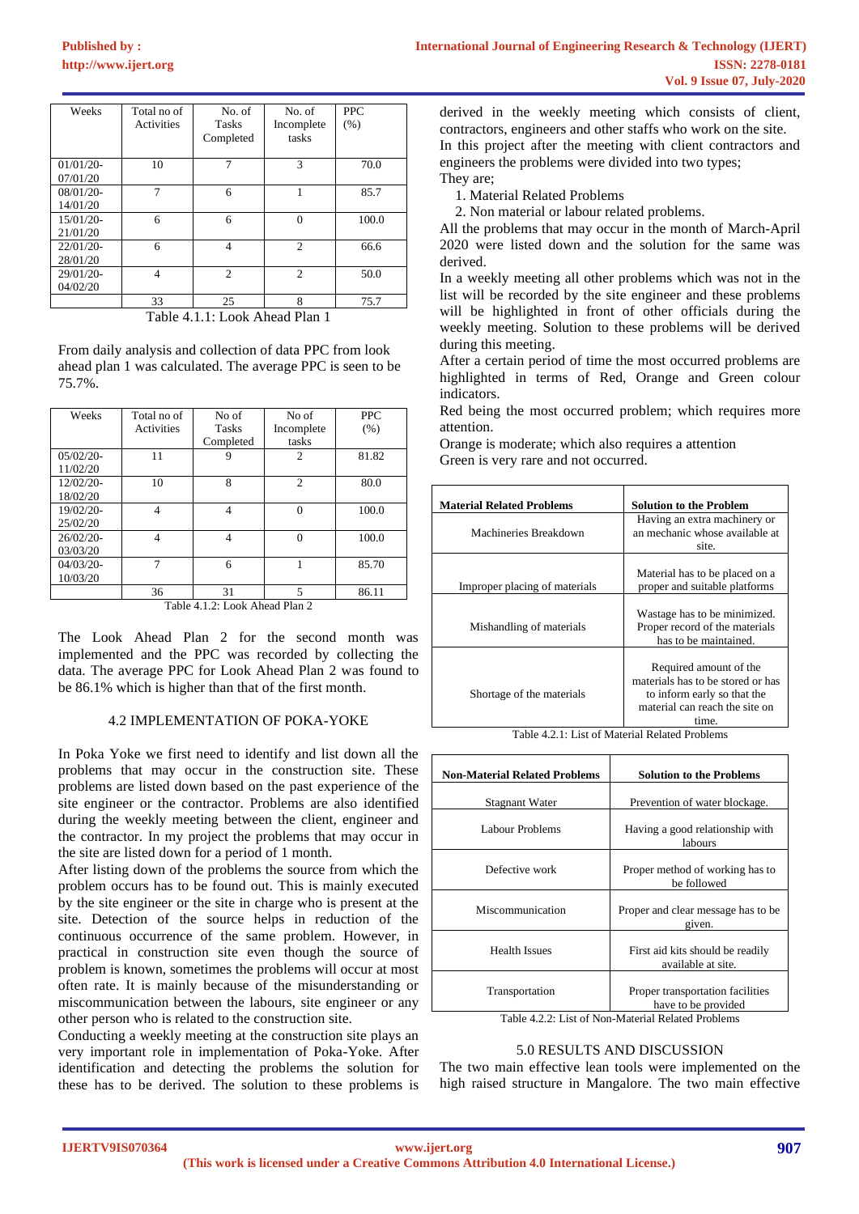| Weeks | Total no of Activities | No. of Tasks Completed | No. of Incomplete tasks | PPC (%) |
|---|---|---|---|---|
| 01/01/20-07/01/20 | 10 | 7 | 3 | 70.0 |
| 08/01/20-14/01/20 | 7 | 6 | 1 | 85.7 |
| 15/01/20-21/01/20 | 6 | 6 | 0 | 100.0 |
| 22/01/20-28/01/20 | 6 | 4 | 2 | 66.6 |
| 29/01/20-04/02/20 | 4 | 2 | 2 | 50.0 |
| | 33 | 25 | 8 | 75.7 |

Table 4.1.1: Look Ahead Plan 1

From daily analysis and collection of data PPC from look ahead plan 1 was calculated. The average PPC is seen to be 75.7%.

| Weeks | Total no of Activities | No of Tasks Completed | No of Incomplete tasks | PPC (%) |
|---|---|---|---|---|
| 05/02/20-11/02/20 | 11 | 9 | 2 | 81.82 |
| 12/02/20-18/02/20 | 10 | 8 | 2 | 80.0 |
| 19/02/20-25/02/20 | 4 | 4 | 0 | 100.0 |
| 26/02/20-03/03/20 | 4 | 4 | 0 | 100.0 |
| 04/03/20-10/03/20 | 7 | 6 | 1 | 85.70 |
| | 36 | 31 | 5 | 86.11 |

Table 4.1.2: Look Ahead Plan 2

The Look Ahead Plan 2 for the second month was implemented and the PPC was recorded by collecting the data. The average PPC for Look Ahead Plan 2 was found to be 86.1% which is higher than that of the first month.

### 4.2 IMPLEMENTATION OF POKA-YOKE

In Poka Yoke we first need to identify and list down all the problems that may occur in the construction site. These problems are listed down based on the past experience of the site engineer or the contractor. Problems are also identified during the weekly meeting between the client, engineer and the contractor. In my project the problems that may occur in the site are listed down for a period of 1 month.

After listing down of the problems the source from which the problem occurs has to be found out. This is mainly executed by the site engineer or the site in charge who is present at the site. Detection of the source helps in reduction of the continuous occurrence of the same problem. However, in practical in construction site even though the source of problem is known, sometimes the problems will occur at most often rate. It is mainly because of the misunderstanding or miscommunication between the labours, site engineer or any other person who is related to the construction site.

Conducting a weekly meeting at the construction site plays an very important role in implementation of Poka-Yoke. After identification and detecting the problems the solution for these has to be derived. The solution to these problems is derived in the weekly meeting which consists of client, contractors, engineers and other staffs who work on the site.

In this project after the meeting with client contractors and engineers the problems were divided into two types;

They are;

1. Material Related Problems
2. Non material or labour related problems.

All the problems that may occur in the month of March-April 2020 were listed down and the solution for the same was derived.

In a weekly meeting all other problems which was not in the list will be recorded by the site engineer and these problems will be highlighted in front of other officials during the weekly meeting. Solution to these problems will be derived during this meeting.

After a certain period of time the most occurred problems are highlighted in terms of Red, Orange and Green colour indicators.

Red being the most occurred problem; which requires more attention.

Orange is moderate; which also requires a attention

Green is very rare and not occurred.

| **Material Related Problems** | **Solution to the Problem** |
|---|---|
| Machineries Breakdown | Having an extra machinery or an mechanic whose available at site. |
| Improper placing of materials | Material has to be placed on a proper and suitable platforms |
| Mishandling of materials | Wastage has to be minimized. Proper record of the materials has to be maintained. |
| Shortage of the materials | Required amount of the materials has to be stored or has to inform early so that the material can reach the site on time. |

Table 4.2.1: List of Material Related Problems

| **Non-Material Related Problems** | **Solution to the Problems** |
|---|---|
| Stagnant Water | Prevention of water blockage. |
| Labour Problems | Having a good relationship with labours |
| Defective work | Proper method of working has to be followed |
| Miscommunication | Proper and clear message has to be given. |
| Health Issues | First aid kits should be readily available at site. |
| Transportation | Proper transportation facilities have to be provided |

Table 4.2.2: List of Non-Material Related Problems

## 5.0 RESULTS AND DISCUSSION

The two main effective lean tools were implemented on the high raised structure in Mangalore. The two main effective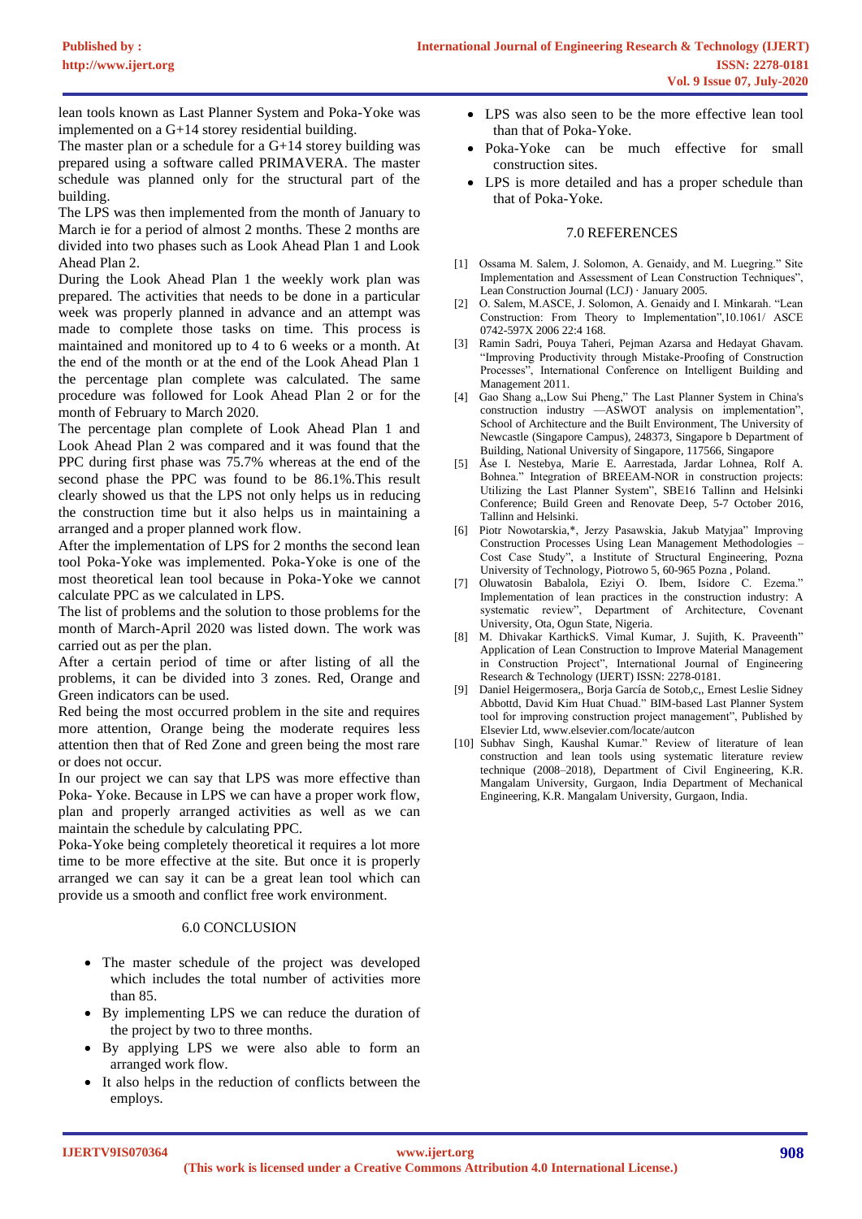lean tools known as Last Planner System and Poka-Yoke was implemented on a G+14 storey residential building.

The master plan or a schedule for a G+14 storey building was prepared using a software called PRIMAVERA. The master schedule was planned only for the structural part of the building.

The LPS was then implemented from the month of January to March ie for a period of almost 2 months. These 2 months are divided into two phases such as Look Ahead Plan 1 and Look Ahead Plan 2.

During the Look Ahead Plan 1 the weekly work plan was prepared. The activities that needs to be done in a particular week was properly planned in advance and an attempt was made to complete those tasks on time. This process is maintained and monitored up to 4 to 6 weeks or a month. At the end of the month or at the end of the Look Ahead Plan 1 the percentage plan complete was calculated. The same procedure was followed for Look Ahead Plan 2 or for the month of February to March 2020.

The percentage plan complete of Look Ahead Plan 1 and Look Ahead Plan 2 was compared and it was found that the PPC during first phase was 75.7% whereas at the end of the second phase the PPC was found to be 86.1%.This result clearly showed us that the LPS not only helps us in reducing the construction time but it also helps us in maintaining a arranged and a proper planned work flow.

After the implementation of LPS for 2 months the second lean tool Poka-Yoke was implemented. Poka-Yoke is one of the most theoretical lean tool because in Poka-Yoke we cannot calculate PPC as we calculated in LPS.

The list of problems and the solution to those problems for the month of March-April 2020 was listed down. The work was carried out as per the plan.

After a certain period of time or after listing of all the problems, it can be divided into 3 zones. Red, Orange and Green indicators can be used.

Red being the most occurred problem in the site and requires more attention, Orange being the moderate requires less attention then that of Red Zone and green being the most rare or does not occur.

In our project we can say that LPS was more effective than Poka- Yoke. Because in LPS we can have a proper work flow, plan and properly arranged activities as well as we can maintain the schedule by calculating PPC.

Poka-Yoke being completely theoretical it requires a lot more time to be more effective at the site. But once it is properly arranged we can say it can be a great lean tool which can provide us a smooth and conflict free work environment.

## 6.0 CONCLUSION

- The master schedule of the project was developed which includes the total number of activities more than 85.
- By implementing LPS we can reduce the duration of the project by two to three months.
- By applying LPS we were also able to form an arranged work flow.
- It also helps in the reduction of conflicts between the employs.
- LPS was also seen to be the more effective lean tool than that of Poka-Yoke.
- Poka-Yoke can be much effective for small construction sites.
- LPS is more detailed and has a proper schedule than that of Poka-Yoke.

## 7.0 REFERENCES

[1] Ossama M. Salem, J. Solomon, A. Genaidy, and M. Luegring." Site Implementation and Assessment of Lean Construction Techniques", Lean Construction Journal (LCJ) · January 2005.

[2] O. Salem, M.ASCE, J. Solomon, A. Genaidy and I. Minkarah. "Lean Construction: From Theory to Implementation",10.1061/ ASCE 0742-597X 2006 22:4 168.

[3] Ramin Sadri, Pouya Taheri, Pejman Azarsa and Hedayat Ghavam. "Improving Productivity through Mistake-Proofing of Construction Processes", International Conference on Intelligent Building and Management 2011.

[4] Gao Shang a,,Low Sui Pheng," The Last Planner System in China's construction industry —ASWOT analysis on implementation", School of Architecture and the Built Environment, The University of Newcastle (Singapore Campus), 248373, Singapore b Department of Building, National University of Singapore, 117566, Singapore

[5] Åse I. Nestebya, Marie E. Aarrestada, Jardar Lohnea, Rolf A. Bohnea." Integration of BREEAM-NOR in construction projects: Utilizing the Last Planner System", SBE16 Tallinn and Helsinki Conference; Build Green and Renovate Deep, 5-7 October 2016, Tallinn and Helsinki.

[6] Piotr Nowotarskia,*, Jerzy Pasawskia, Jakub Matyjaa" Improving Construction Processes Using Lean Management Methodologies – Cost Case Study", a Institute of Structural Engineering, Pozna University of Technology, Piotrowo 5, 60-965 Pozna , Poland.

[7] Oluwatosin Babalola, Eziyi O. Ibem, Isidore C. Ezema." Implementation of lean practices in the construction industry: A systematic review", Department of Architecture, Covenant University, Ota, Ogun State, Nigeria.

[8] M. Dhivakar KarthickS. Vimal Kumar, J. Sujith, K. Praveenth" Application of Lean Construction to Improve Material Management in Construction Project", International Journal of Engineering Research & Technology (IJERT) ISSN: 2278-0181.

[9] Daniel Heigermosera,, Borja García de Sotob,c,, Ernest Leslie Sidney Abbottd, David Kim Huat Chuad." BIM-based Last Planner System tool for improving construction project management", Published by Elsevier Ltd, www.elsevier.com/locate/autcon

[10] Subhav Singh, Kaushal Kumar." Review of literature of lean construction and lean tools using systematic literature review technique (2008–2018), Department of Civil Engineering, K.R. Mangalam University, Gurgaon, India Department of Mechanical Engineering, K.R. Mangalam University, Gurgaon, India.